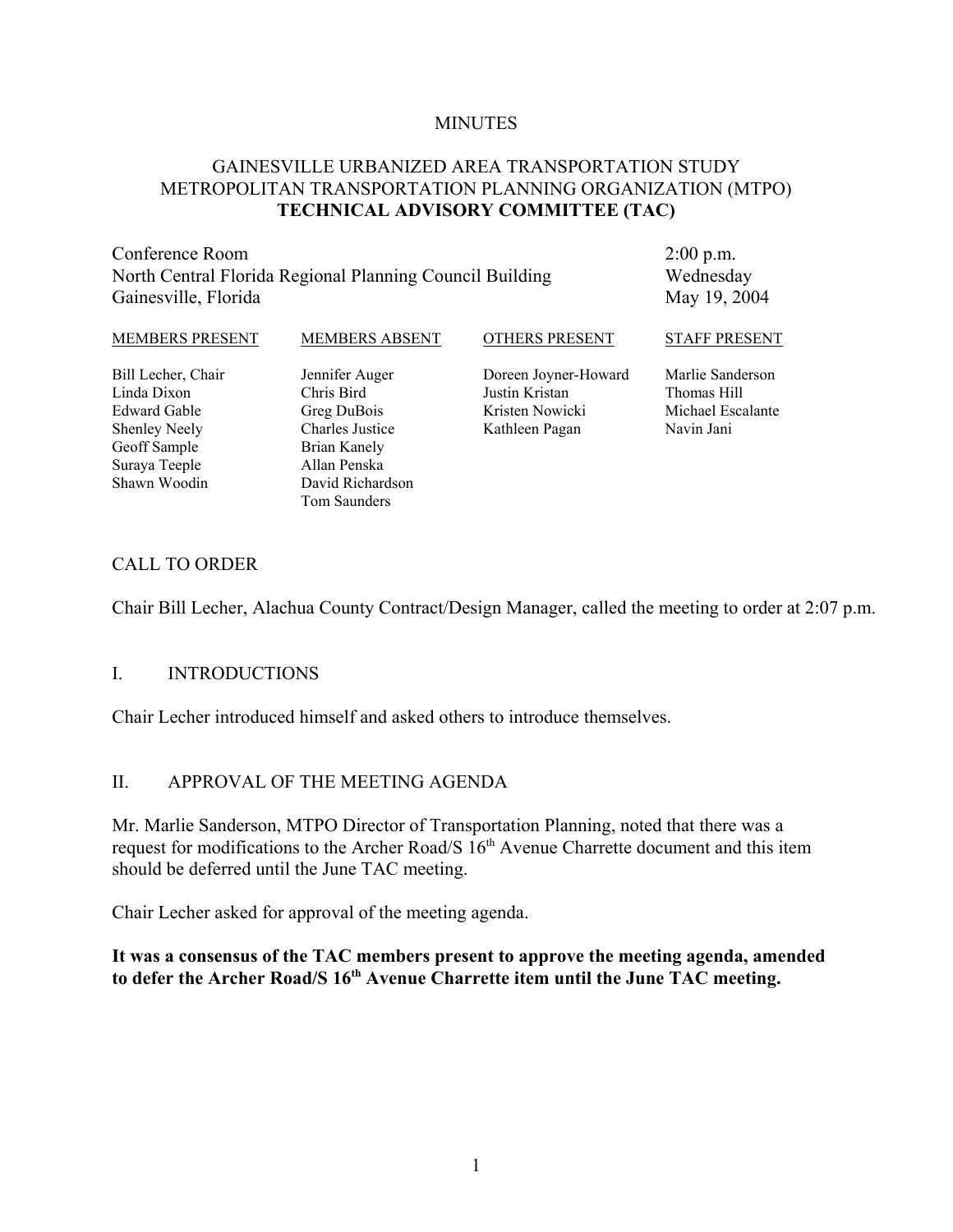MINUTES

# GAINESVILLE URBANIZED AREA TRANSPORTATION STUDY METROPOLITAN TRANSPORTATION PLANNING ORGANIZATION (MTPO) TECHNICAL ADVISORY COMMITTEE (TAC)

Conference Room
North Central Florida Regional Planning Council Building
Gainesville, Florida

2:00 p.m.
Wednesday
May 19, 2004

| MEMBERS PRESENT | MEMBERS ABSENT | OTHERS PRESENT | STAFF PRESENT |
|---|---|---|---|
| Bill Lecher, Chair | Jennifer Auger | Doreen Joyner-Howard | Marlie Sanderson |
| Linda Dixon | Chris Bird | Justin Kristan | Thomas Hill |
| Edward Gable | Greg DuBois | Kristen Nowicki | Michael Escalante |
| Shenley Neely | Charles Justice | Kathleen Pagan | Navin Jani |
| Geoff Sample | Brian Kanely | | |
| Suraya Teeple | Allan Penska | | |
| Shawn Woodin | David Richardson | | |
| | Tom Saunders | | |

## CALL TO ORDER

Chair Bill Lecher, Alachua County Contract/Design Manager, called the meeting to order at 2:07 p.m.

## I. INTRODUCTIONS

Chair Lecher introduced himself and asked others to introduce themselves.

## II. APPROVAL OF THE MEETING AGENDA

Mr. Marlie Sanderson, MTPO Director of Transportation Planning, noted that there was a request for modifications to the Archer Road/S 16th Avenue Charrette document and this item should be deferred until the June TAC meeting.

Chair Lecher asked for approval of the meeting agenda.

**It was a consensus of the TAC members present to approve the meeting agenda, amended to defer the Archer Road/S 16th Avenue Charrette item until the June TAC meeting.**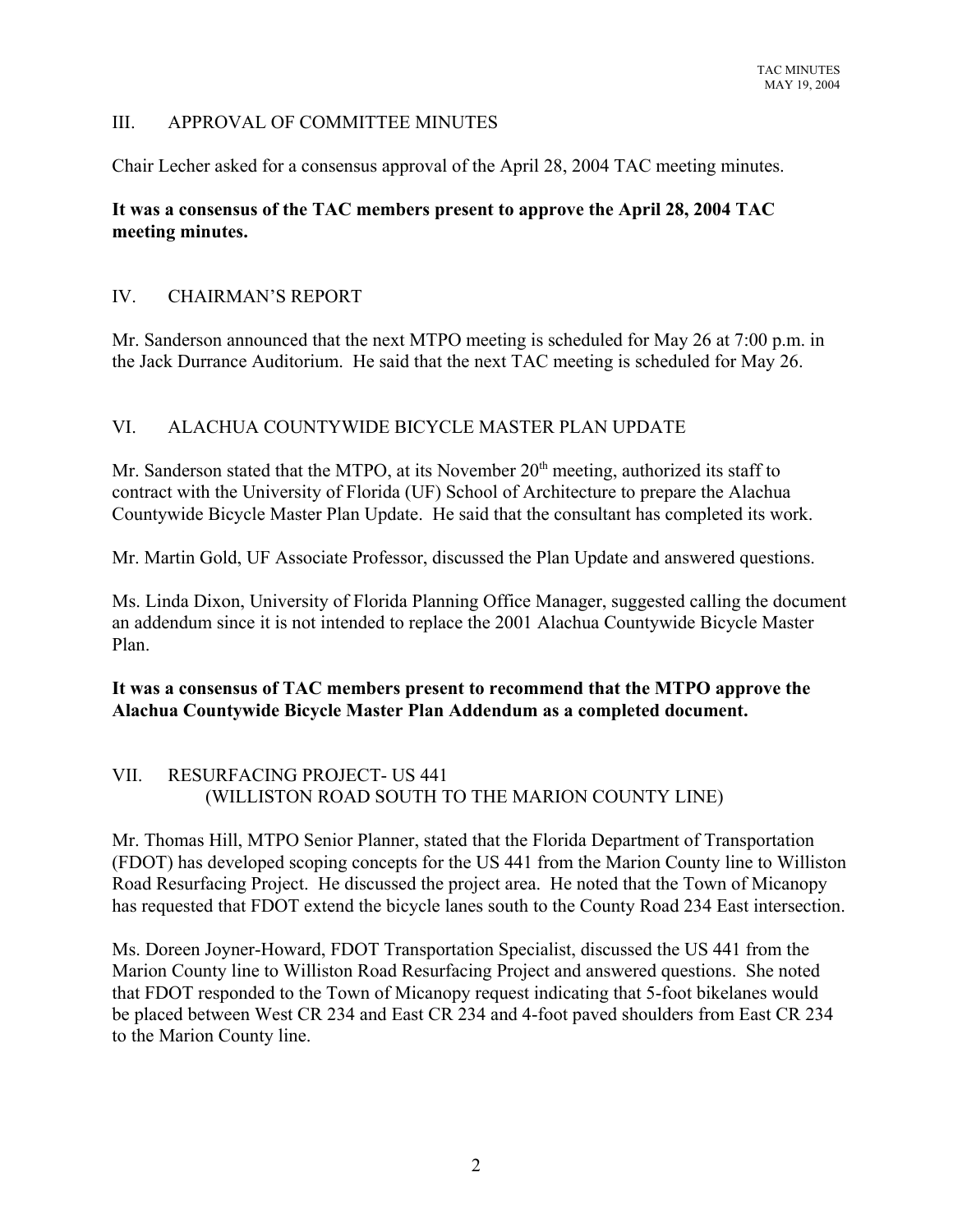## III. APPROVAL OF COMMITTEE MINUTES

Chair Lecher asked for a consensus approval of the April 28, 2004 TAC meeting minutes.

**It was a consensus of the TAC members present to approve the April 28, 2004 TAC meeting minutes.**

## IV. CHAIRMAN'S REPORT

Mr. Sanderson announced that the next MTPO meeting is scheduled for May 26 at 7:00 p.m. in the Jack Durrance Auditorium. He said that the next TAC meeting is scheduled for May 26.

## VI. ALACHUA COUNTYWIDE BICYCLE MASTER PLAN UPDATE

Mr. Sanderson stated that the MTPO, at its November 20th meeting, authorized its staff to contract with the University of Florida (UF) School of Architecture to prepare the Alachua Countywide Bicycle Master Plan Update. He said that the consultant has completed its work.

Mr. Martin Gold, UF Associate Professor, discussed the Plan Update and answered questions.

Ms. Linda Dixon, University of Florida Planning Office Manager, suggested calling the document an addendum since it is not intended to replace the 2001 Alachua Countywide Bicycle Master Plan.

**It was a consensus of TAC members present to recommend that the MTPO approve the Alachua Countywide Bicycle Master Plan Addendum as a completed document.**

## VII. RESURFACING PROJECT- US 441 (WILLISTON ROAD SOUTH TO THE MARION COUNTY LINE)

Mr. Thomas Hill, MTPO Senior Planner, stated that the Florida Department of Transportation (FDOT) has developed scoping concepts for the US 441 from the Marion County line to Williston Road Resurfacing Project. He discussed the project area. He noted that the Town of Micanopy has requested that FDOT extend the bicycle lanes south to the County Road 234 East intersection.

Ms. Doreen Joyner-Howard, FDOT Transportation Specialist, discussed the US 441 from the Marion County line to Williston Road Resurfacing Project and answered questions. She noted that FDOT responded to the Town of Micanopy request indicating that 5-foot bikelanes would be placed between West CR 234 and East CR 234 and 4-foot paved shoulders from East CR 234 to the Marion County line.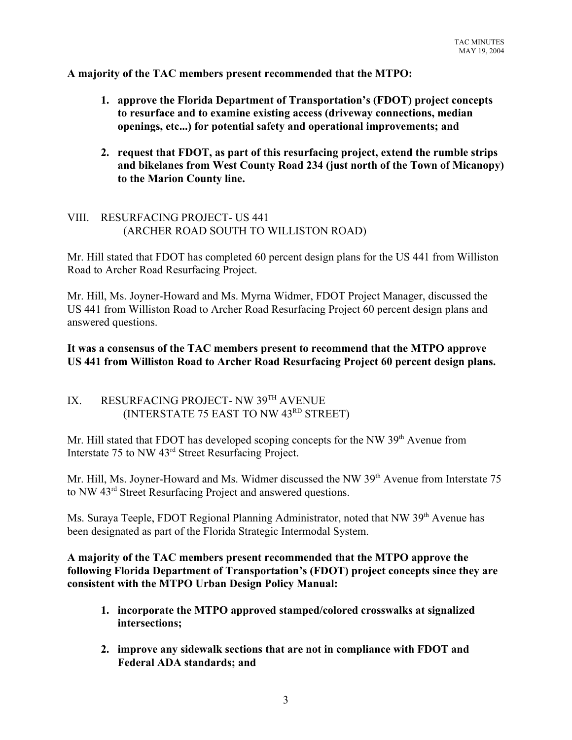**A majority of the TAC members present recommended that the MTPO:**

1. **approve the Florida Department of Transportation's (FDOT) project concepts to resurface and to examine existing access (driveway connections, median openings, etc...) for potential safety and operational improvements; and**

2. **request that FDOT, as part of this resurfacing project, extend the rumble strips and bikelanes from West County Road 234 (just north of the Town of Micanopy) to the Marion County line.**

## VIII. RESURFACING PROJECT- US 441 (ARCHER ROAD SOUTH TO WILLISTON ROAD)

Mr. Hill stated that FDOT has completed 60 percent design plans for the US 441 from Williston Road to Archer Road Resurfacing Project.

Mr. Hill, Ms. Joyner-Howard and Ms. Myrna Widmer, FDOT Project Manager, discussed the US 441 from Williston Road to Archer Road Resurfacing Project 60 percent design plans and answered questions.

**It was a consensus of the TAC members present to recommend that the MTPO approve US 441 from Williston Road to Archer Road Resurfacing Project 60 percent design plans.**

## IX. RESURFACING PROJECT- NW 39TH AVENUE (INTERSTATE 75 EAST TO NW 43RD STREET)

Mr. Hill stated that FDOT has developed scoping concepts for the NW 39th Avenue from Interstate 75 to NW 43rd Street Resurfacing Project.

Mr. Hill, Ms. Joyner-Howard and Ms. Widmer discussed the NW 39th Avenue from Interstate 75 to NW 43rd Street Resurfacing Project and answered questions.

Ms. Suraya Teeple, FDOT Regional Planning Administrator, noted that NW 39th Avenue has been designated as part of the Florida Strategic Intermodal System.

**A majority of the TAC members present recommended that the MTPO approve the following Florida Department of Transportation's (FDOT) project concepts since they are consistent with the MTPO Urban Design Policy Manual:**

1. **incorporate the MTPO approved stamped/colored crosswalks at signalized intersections;**

2. **improve any sidewalk sections that are not in compliance with FDOT and Federal ADA standards; and**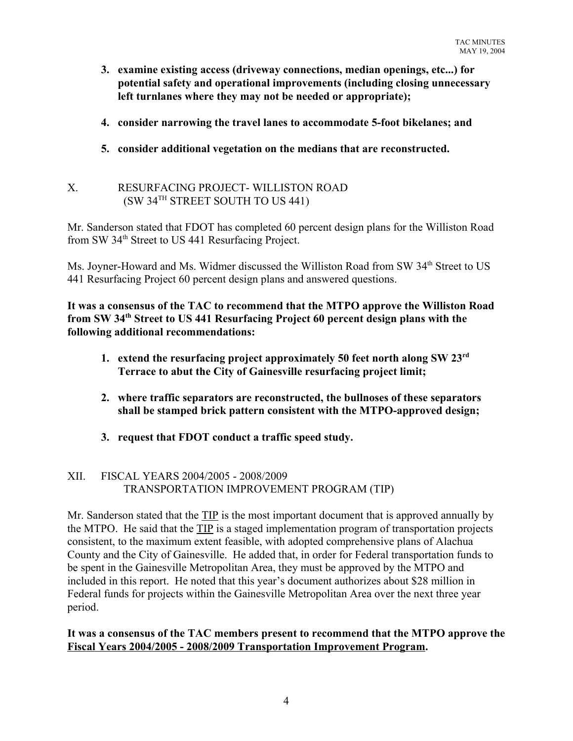3. **examine existing access (driveway connections, median openings, etc...) for potential safety and operational improvements (including closing unnecessary left turnlanes where they may not be needed or appropriate);**

4. **consider narrowing the travel lanes to accommodate 5-foot bikelanes; and**

5. **consider additional vegetation on the medians that are reconstructed.**

## X. RESURFACING PROJECT- WILLISTON ROAD (SW 34TH STREET SOUTH TO US 441)

Mr. Sanderson stated that FDOT has completed 60 percent design plans for the Williston Road from SW 34th Street to US 441 Resurfacing Project.

Ms. Joyner-Howard and Ms. Widmer discussed the Williston Road from SW 34th Street to US 441 Resurfacing Project 60 percent design plans and answered questions.

**It was a consensus of the TAC to recommend that the MTPO approve the Williston Road from SW 34th Street to US 441 Resurfacing Project 60 percent design plans with the following additional recommendations:**

1. **extend the resurfacing project approximately 50 feet north along SW 23rd Terrace to abut the City of Gainesville resurfacing project limit;**

2. **where traffic separators are reconstructed, the bullnoses of these separators shall be stamped brick pattern consistent with the MTPO-approved design;**

3. **request that FDOT conduct a traffic speed study.**

## XII. FISCAL YEARS 2004/2005 - 2008/2009 TRANSPORTATION IMPROVEMENT PROGRAM (TIP)

Mr. Sanderson stated that the TIP is the most important document that is approved annually by the MTPO. He said that the TIP is a staged implementation program of transportation projects consistent, to the maximum extent feasible, with adopted comprehensive plans of Alachua County and the City of Gainesville. He added that, in order for Federal transportation funds to be spent in the Gainesville Metropolitan Area, they must be approved by the MTPO and included in this report. He noted that this year's document authorizes about $28 million in Federal funds for projects within the Gainesville Metropolitan Area over the next three year period.

**It was a consensus of the TAC members present to recommend that the MTPO approve the Fiscal Years 2004/2005 - 2008/2009 Transportation Improvement Program.**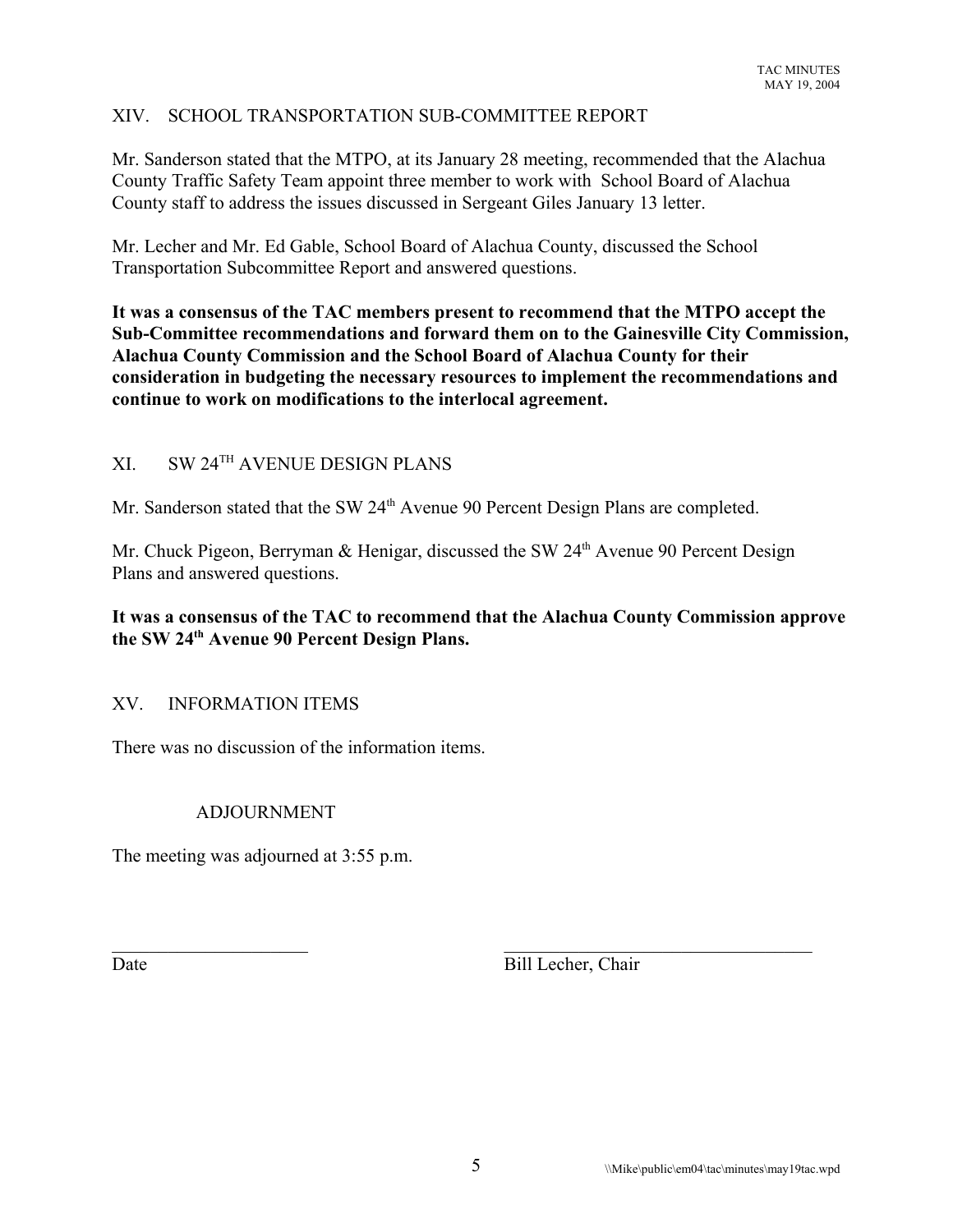## XIV. SCHOOL TRANSPORTATION SUB-COMMITTEE REPORT

Mr. Sanderson stated that the MTPO, at its January 28 meeting, recommended that the Alachua County Traffic Safety Team appoint three member to work with School Board of Alachua County staff to address the issues discussed in Sergeant Giles January 13 letter.

Mr. Lecher and Mr. Ed Gable, School Board of Alachua County, discussed the School Transportation Subcommittee Report and answered questions.

**It was a consensus of the TAC members present to recommend that the MTPO accept the Sub-Committee recommendations and forward them on to the Gainesville City Commission, Alachua County Commission and the School Board of Alachua County for their consideration in budgeting the necessary resources to implement the recommendations and continue to work on modifications to the interlocal agreement.**

## XI. SW 24TH AVENUE DESIGN PLANS

Mr. Sanderson stated that the SW 24th Avenue 90 Percent Design Plans are completed.

Mr. Chuck Pigeon, Berryman & Henigar, discussed the SW 24th Avenue 90 Percent Design Plans and answered questions.

**It was a consensus of the TAC to recommend that the Alachua County Commission approve the SW 24th Avenue 90 Percent Design Plans.**

## XV. INFORMATION ITEMS

There was no discussion of the information items.

## ADJOURNMENT

The meeting was adjourned at 3:55 p.m.

\_\_\_\_\_\_\_\_\_\_\_\_\_\_\_\_\_\_\_\_\_\_ \_\_\_\_\_\_\_\_\_\_\_\_\_\_\_\_\_\_\_\_\_\_\_\_\_\_\_\_\_\_\_\_\_\_\_

Date Bill Lecher, Chair